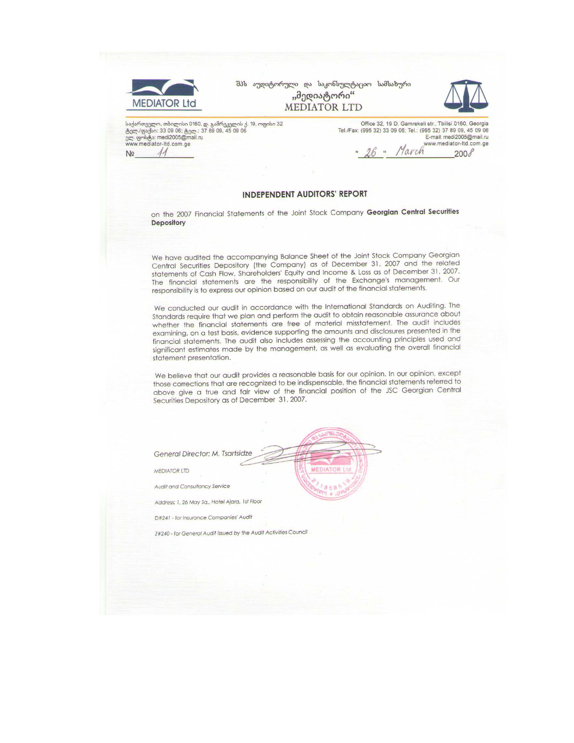MEDIATOR Ltd

შპს აუდიტორული და საკონსულტაციო სამსახური
„მედიატორი"
MEDIATOR LTD

საქართველო, თბილისი 0160, დ. გამრეკელის ქ. 19, ოფისი 32
ტელ./ფაქსი: 33 09 06; ტელ.: 37 89 09, 45 09 06
ელ. ფოსტა: medi2005@mail.ru
www.mediator-ltd.com.ge

Office 32, 19 D. Gamrekeli str., Tbilisi 0160, Georgia
Tel./Fax: (995 32) 33 09 06; Tel.: (995 32) 37 89 09, 45 09 06
E-mail: medi2005@mail.ru
www.mediator-ltd.com.ge

№ 11

" 26 " March 2008

## INDEPENDENT AUDITORS' REPORT

on the 2007 Financial Statements of the Joint Stock Company **Georgian Central Securities Depository**

We have audited the accompanying Balance Sheet of the Joint Stock Company Georgian Central Securities Depository (the Company) as of December 31, 2007 and the related statements of Cash Flow, Shareholders' Equity and Income & Loss as of December 31, 2007. The financial statements are the responsibility of the Exchange's management. Our responsibility is to express our opinion based on our audit of the financial statements.

We conducted our audit in accordance with the International Standards on Auditing. The Standards require that we plan and perform the audit to obtain reasonable assurance about whether the financial statements are free of material misstatement. The audit includes examining, on a test basis, evidence supporting the amounts and disclosures presented in the financial statements. The audit also includes assessing the accounting principles used and significant estimates made by the management, as well as evaluating the overall financial statement presentation.

We believe that our audit provides a reasonable basis for our opinion. In our opinion, except those corrections that are recognized to be indispensable, the financial statements referred to above give a true and fair view of the financial position of the JSC Georgian Central Securities Depository as of December 31, 2007.

*General Director: M. Tsartsidze*

*MEDIATOR LTD*

*Audit and Consultancy Service*

*Address: 1, 26 May Sq., Hotel Ajara, 1st Floor*

*D#241 - for Insurance Companies' Audit*

*Z#240 - for General Audit issued by the Audit Activities Council*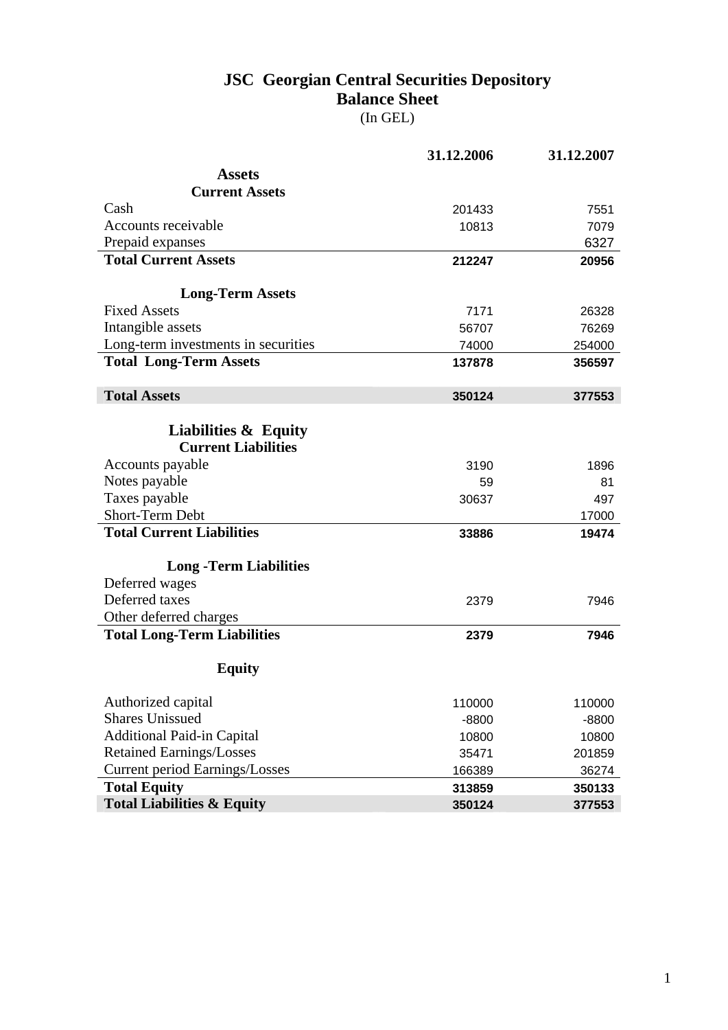# JSC Georgian Central Securities Depository
## Balance Sheet
(In GEL)

| | 31.12.2006 | 31.12.2007 |
|---|---|---|
| **Assets** | | |
| **Current Assets** | | |
| Cash | 201433 | 7551 |
| Accounts receivable | 10813 | 7079 |
| Prepaid expanses | | 6327 |
| **Total Current Assets** | **212247** | **20956** |
| **Long-Term Assets** | | |
| Fixed Assets | 7171 | 26328 |
| Intangible assets | 56707 | 76269 |
| Long-term investments in securities | 74000 | 254000 |
| **Total Long-Term Assets** | **137878** | **356597** |
| **Total Assets** | **350124** | **377553** |
| **Liabilities & Equity** | | |
| **Current Liabilities** | | |
| Accounts payable | 3190 | 1896 |
| Notes payable | 59 | 81 |
| Taxes payable | 30637 | 497 |
| Short-Term Debt | | 17000 |
| **Total Current Liabilities** | **33886** | **19474** |
| **Long -Term Liabilities** | | |
| Deferred wages | | |
| Deferred taxes | 2379 | 7946 |
| Other deferred charges | | |
| **Total Long-Term Liabilities** | **2379** | **7946** |
| **Equity** | | |
| Authorized capital | 110000 | 110000 |
| Shares Unissued | -8800 | -8800 |
| Additional Paid-in Capital | 10800 | 10800 |
| Retained Earnings/Losses | 35471 | 201859 |
| Current period Earnings/Losses | 166389 | 36274 |
| **Total Equity** | **313859** | **350133** |
| **Total Liabilities & Equity** | **350124** | **377553** |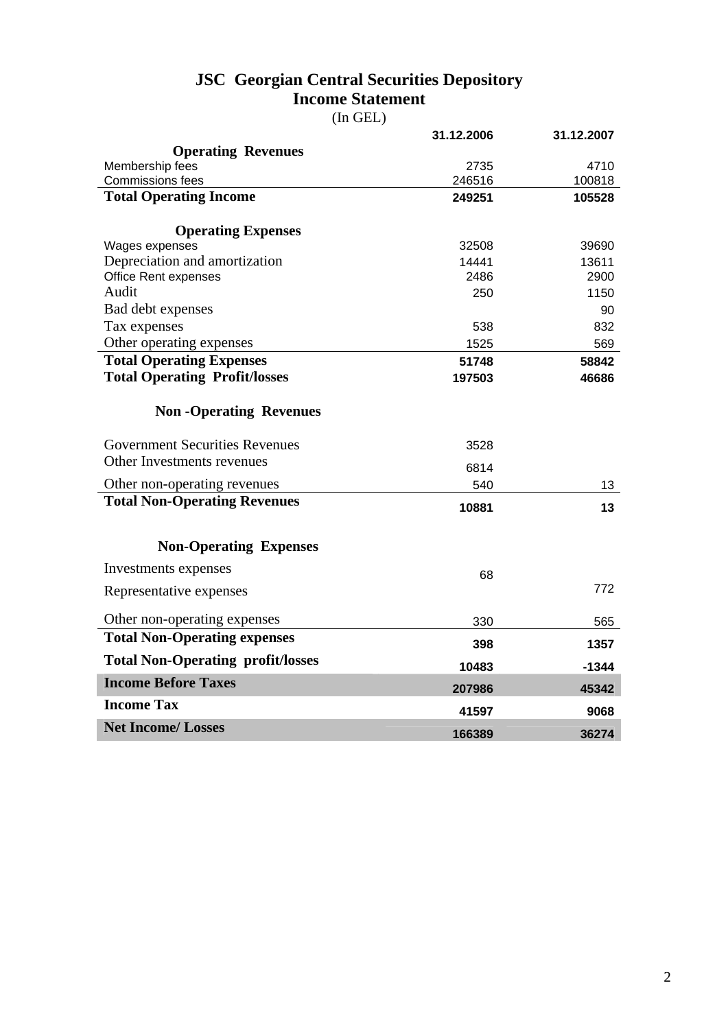# JSC Georgian Central Securities Depository
## Income Statement
(In GEL)

| | 31.12.2006 | 31.12.2007 |
|---|---|---|
| **Operating Revenues** | | |
| Membership fees | 2735 | 4710 |
| Commissions fees | 246516 | 100818 |
| **Total Operating Income** | **249251** | **105528** |
| **Operating Expenses** | | |
| Wages expenses | 32508 | 39690 |
| Depreciation and amortization | 14441 | 13611 |
| Office Rent expenses | 2486 | 2900 |
| Audit | 250 | 1150 |
| Bad debt expenses | | 90 |
| Tax expenses | 538 | 832 |
| Other operating expenses | 1525 | 569 |
| **Total Operating Expenses** | **51748** | **58842** |
| **Total Operating Profit/losses** | **197503** | **46686** |
| **Non -Operating Revenues** | | |
| Government Securities Revenues | 3528 | |
| Other Investments revenues | 6814 | |
| Other non-operating revenues | 540 | 13 |
| **Total Non-Operating Revenues** | **10881** | **13** |
| **Non-Operating Expenses** | | |
| Investments expenses | 68 | |
| Representative expenses | | 772 |
| Other non-operating expenses | 330 | 565 |
| **Total Non-Operating expenses** | **398** | **1357** |
| **Total Non-Operating profit/losses** | **10483** | **-1344** |
| **Income Before Taxes** | **207986** | **45342** |
| **Income Tax** | **41597** | **9068** |
| **Net Income/ Losses** | **166389** | **36274** |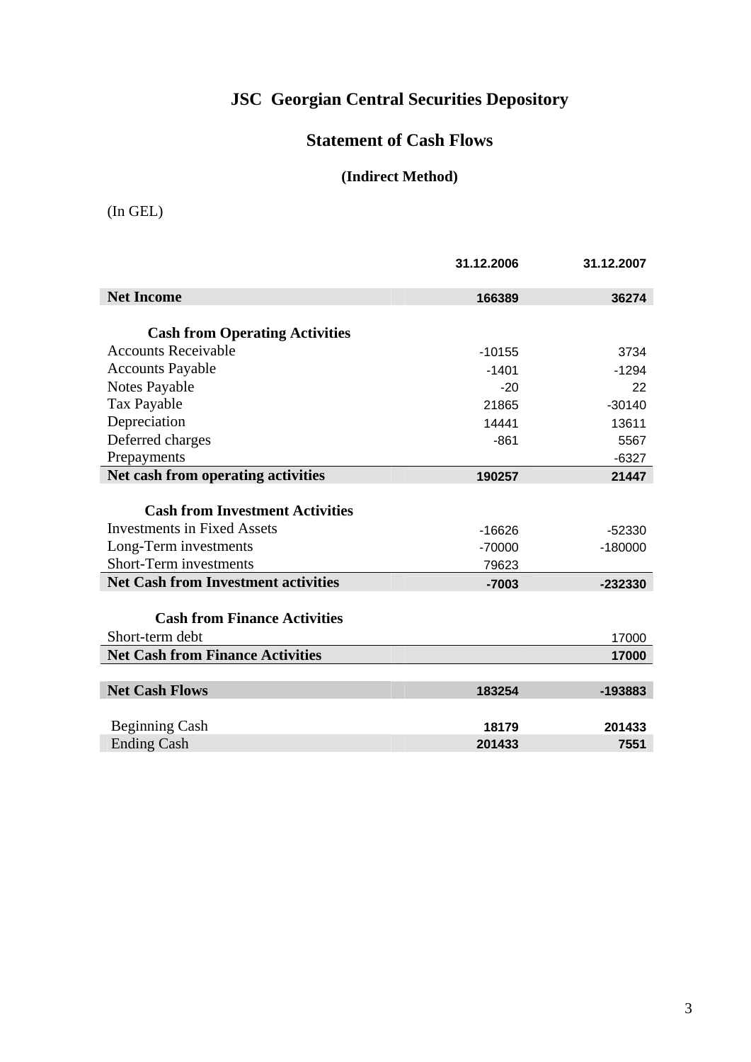# JSC Georgian Central Securities Depository

## Statement of Cash Flows

### (Indirect Method)

(In GEL)

| | 31.12.2006 | 31.12.2007 |
|---|---|---|
| **Net Income** | **166389** | **36274** |
| | | |
| **Cash from Operating Activities** | | |
| Accounts Receivable | -10155 | 3734 |
| Accounts Payable | -1401 | -1294 |
| Notes Payable | -20 | 22 |
| Tax Payable | 21865 | -30140 |
| Depreciation | 14441 | 13611 |
| Deferred charges | -861 | 5567 |
| Prepayments | | -6327 |
| **Net cash from operating activities** | **190257** | **21447** |
| | | |
| **Cash from Investment Activities** | | |
| Investments in Fixed Assets | -16626 | -52330 |
| Long-Term investments | -70000 | -180000 |
| Short-Term investments | 79623 | |
| **Net Cash from Investment activities** | **-7003** | **-232330** |
| | | |
| **Cash from Finance Activities** | | |
| Short-term debt | | 17000 |
| **Net Cash from Finance Activities** | | **17000** |
| | | |
| **Net Cash Flows** | **183254** | **-193883** |
| | | |
| Beginning Cash | **18179** | **201433** |
| Ending Cash | **201433** | **7551** |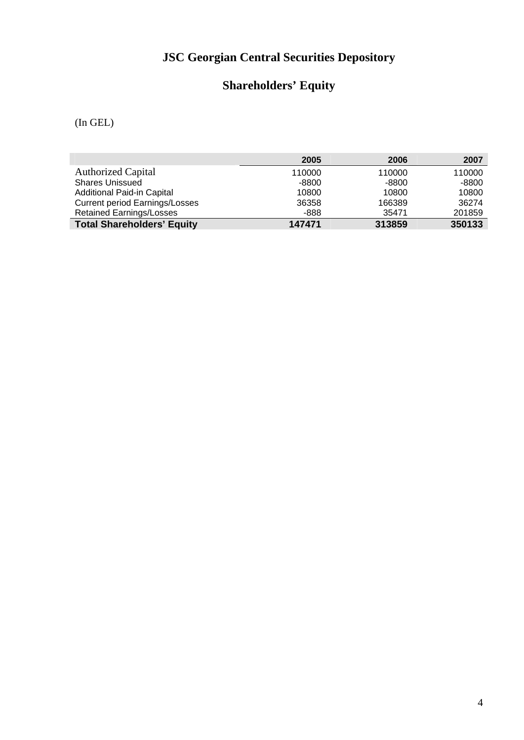# JSC Georgian Central Securities Depository

## Shareholders' Equity

(In GEL)

| | 2005 | 2006 | 2007 |
|---|---|---|---|
| Authorized Capital | 110000 | 110000 | 110000 |
| Shares Unissued | -8800 | -8800 | -8800 |
| Additional Paid-in Capital | 10800 | 10800 | 10800 |
| Current period Earnings/Losses | 36358 | 166389 | 36274 |
| Retained Earnings/Losses | -888 | 35471 | 201859 |
| **Total Shareholders' Equity** | **147471** | **313859** | **350133** |